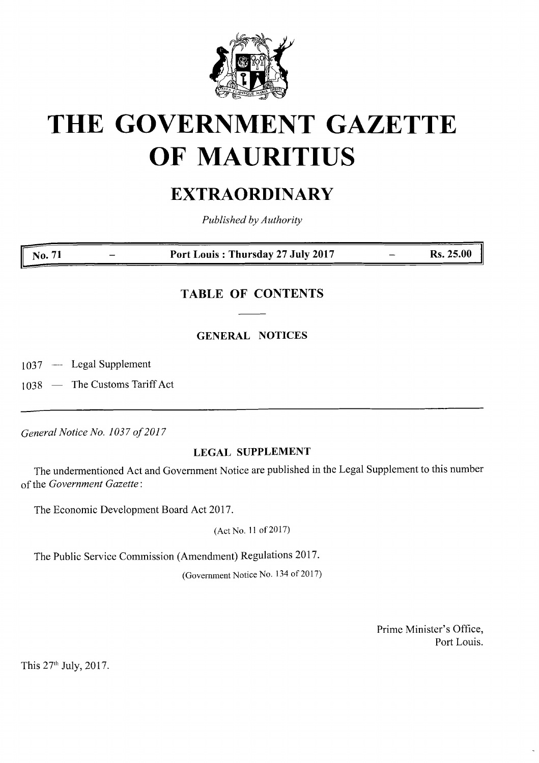# THE GOVERNMENT GAZETTE OF MAURITIUS

## EXTRAORDINARY

*Published by Authority*

| No. 71 | — | Port Louis : Thursday 27 July 2017 | — | Rs. 25.00 |
|---|---|---|---|---|

### TABLE OF CONTENTS

#### GENERAL NOTICES

1037 — Legal Supplement

1038 — The Customs Tariff Act

---

*General Notice No. 1037 of 2017*

#### LEGAL SUPPLEMENT

The undermentioned Act and Government Notice are published in the Legal Supplement to this number of the *Government Gazette*:

The Economic Development Board Act 2017.

(Act No. 11 of 2017)

The Public Service Commission (Amendment) Regulations 2017.

(Government Notice No. 134 of 2017)

Prime Minister's Office,
Port Louis.

This 27th July, 2017.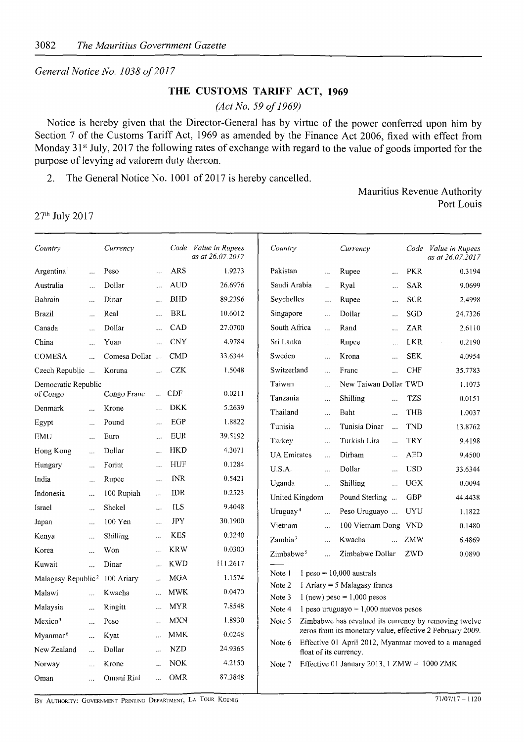*General Notice No. 1038 of 2017*

## THE CUSTOMS TARIFF ACT, 1969

*(Act No. 59 of 1969)*

Notice is hereby given that the Director-General has by virtue of the power conferred upon him by Section 7 of the Customs Tariff Act, 1969 as amended by the Finance Act 2006, fixed with effect from Monday 31st July, 2017 the following rates of exchange with regard to the value of goods imported for the purpose of levying ad valorem duty thereon.

2. The General Notice No. 1001 of 2017 is hereby cancelled.

Mauritius Revenue Authority
Port Louis

27th July 2017

| *Country* | *Currency* | *Code* | *Value in Rupees as at 26.07.2017* |
|---|---|---|---|
| Argentina[1] | Peso | ARS | 1.9273 |
| Australia | Dollar | AUD | 26.6976 |
| Bahrain | Dinar | BHD | 89.2396 |
| Brazil | Real | BRL | 10.6012 |
| Canada | Dollar | CAD | 27.0700 |
| China | Yuan | CNY | 4.9784 |
| COMESA | Comesa Dollar | CMD | 33.6344 |
| Czech Republic | Koruna | CZK | 1.5048 |
| Democratic Republic of Congo | Congo Franc | CDF | 0.0211 |
| Denmark | Krone | DKK | 5.2639 |
| Egypt | Pound | EGP | 1.8822 |
| EMU | Euro | EUR | 39.5192 |
| Hong Kong | Dollar | HKD | 4.3071 |
| Hungary | Forint | HUF | 0.1284 |
| India | Rupee | INR | 0.5421 |
| Indonesia | 100 Rupiah | IDR | 0.2523 |
| Israel | Shekel | ILS | 9.4048 |
| Japan | 100 Yen | JPY | 30.1900 |
| Kenya | Shilling | KES | 0.3240 |
| Korea | Won | KRW | 0.0300 |
| Kuwait | Dinar | KWD | 111.2617 |
| Malagasy Republic[2] | 100 Ariary | MGA | 1.1574 |
| Malawi | Kwacha | MWK | 0.0470 |
| Malaysia | Ringitt | MYR | 7.8548 |
| Mexico[3] | Peso | MXN | 1.8930 |
| Myanmar[6] | Kyat | MMK | 0.0248 |
| New Zealand | Dollar | NZD | 24.9365 |
| Norway | Krone | NOK | 4.2150 |
| Oman | Omani Rial | OMR | 87.3848 |
| Pakistan | Rupee | PKR | 0.3194 |
| Saudi Arabia | Ryal | SAR | 9.0699 |
| Seychelles | Rupee | SCR | 2.4998 |
| Singapore | Dollar | SGD | 24.7326 |
| South Africa | Rand | ZAR | 2.6110 |
| Sri Lanka | Rupee | LKR | 0.2190 |
| Sweden | Krona | SEK | 4.0954 |
| Switzerland | Franc | CHF | 35.7783 |
| Taiwan | New Taiwan Dollar | TWD | 1.1073 |
| Tanzania | Shilling | TZS | 0.0151 |
| Thailand | Baht | THB | 1.0037 |
| Tunisia | Tunisia Dinar | TND | 13.8762 |
| Turkey | Turkish Lira | TRY | 9.4198 |
| UA Emirates | Dirham | AED | 9.4500 |
| U.S.A. | Dollar | USD | 33.6344 |
| Uganda | Shilling | UGX | 0.0094 |
| United Kingdom | Pound Sterling | GBP | 44.4438 |
| Uruguay[4] | Peso Uruguayo | UYU | 1.1822 |
| Vietnam | 100 Vietnam Dong | VND | 0.1480 |
| Zambia[7] | Kwacha | ZMW | 6.4869 |
| Zimbabwe[5] | Zimbabwe Dollar | ZWD | 0.0890 |

Note 1 1 peso = 10,000 australs

Note 2 1 Ariary = 5 Malagasy francs

Note 3 1 (new) peso = 1,000 pesos

Note 4 1 peso uruguayo = 1,000 nuevos pesos

Note 5 Zimbabwe has revalued its currency by removing twelve zeros from its monetary value, effective 2 February 2009.

Note 6 Effective 01 April 2012, Myanmar moved to a managed float of its currency.

Note 7 Effective 01 January 2013, 1 ZMW = 1000 ZMK

By Authority: Government Printing Department, La Tour Koenig

71/07/17 – 1120